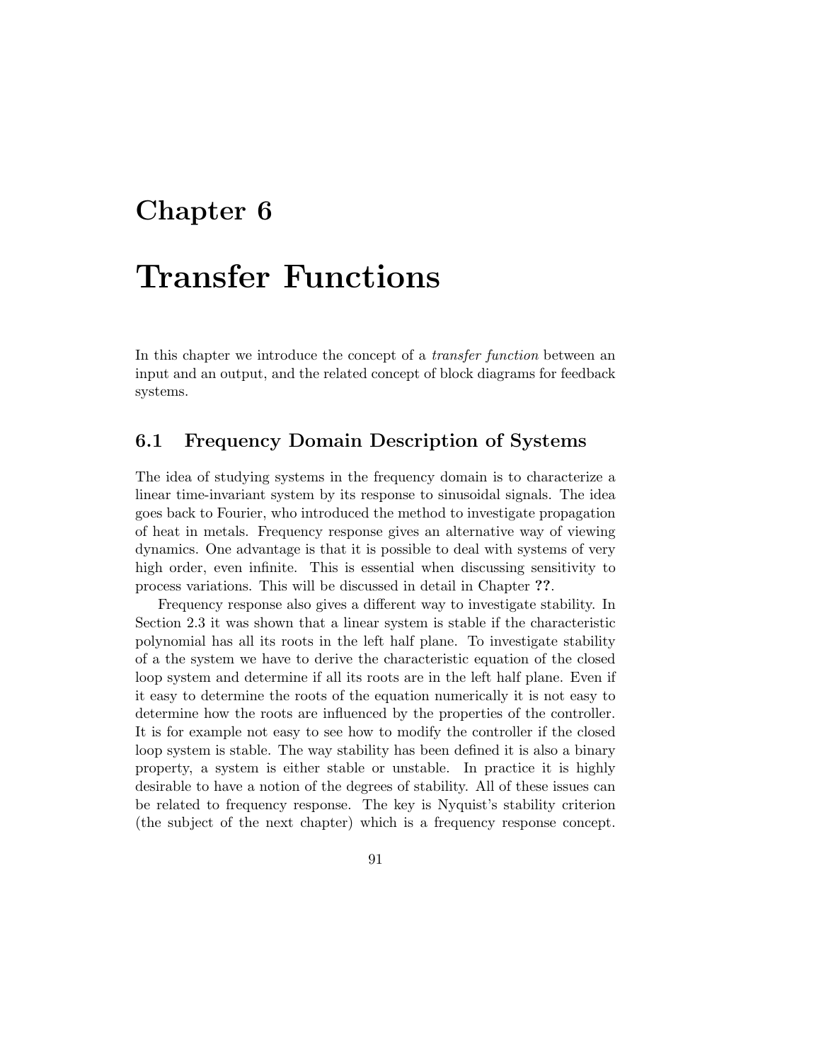# Chapter 6

# Transfer Functions

In this chapter we introduce the concept of a *transfer function* between an input and an output, and the related concept of block diagrams for feedback systems.

## 6.1 Frequency Domain Description of Systems

The idea of studying systems in the frequency domain is to characterize a linear time-invariant system by its response to sinusoidal signals. The idea goes back to Fourier, who introduced the method to investigate propagation of heat in metals. Frequency response gives an alternative way of viewing dynamics. One advantage is that it is possible to deal with systems of very high order, even infinite. This is essential when discussing sensitivity to process variations. This will be discussed in detail in Chapter **??**.

Frequency response also gives a different way to investigate stability. In Section 2.3 it was shown that a linear system is stable if the characteristic polynomial has all its roots in the left half plane. To investigate stability of a the system we have to derive the characteristic equation of the closed loop system and determine if all its roots are in the left half plane. Even if it easy to determine the roots of the equation numerically it is not easy to determine how the roots are influenced by the properties of the controller. It is for example not easy to see how to modify the controller if the closed loop system is stable. The way stability has been defined it is also a binary property, a system is either stable or unstable. In practice it is highly desirable to have a notion of the degrees of stability. All of these issues can be related to frequency response. The key is Nyquist's stability criterion (the subject of the next chapter) which is a frequency response concept.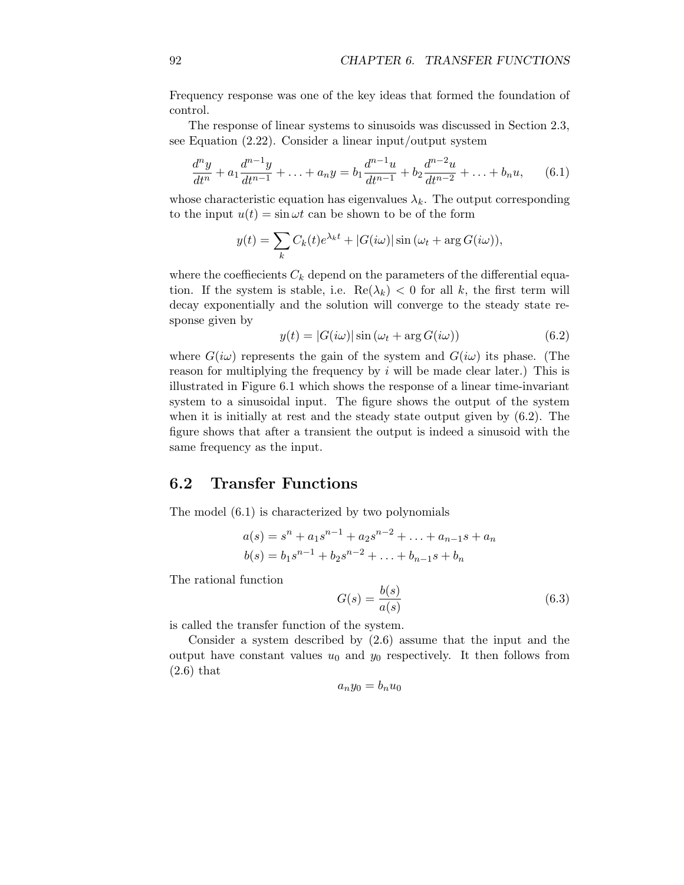Frequency response was one of the key ideas that formed the foundation of control.

The response of linear systems to sinusoids was discussed in Section 2.3, see Equation (2.22). Consider a linear input/output system

$$\frac{d^n y}{dt^n} + a_1 \frac{d^{n-1}y}{dt^{n-1}} + \ldots + a_n y = b_1 \frac{d^{n-1}u}{dt^{n-1}} + b_2 \frac{d^{n-2}u}{dt^{n-2}} + \ldots + b_n u, \qquad (6.1)$$

whose characteristic equation has eigenvalues $\lambda_k$. The output corresponding to the input $u(t) = \sin \omega t$ can be shown to be of the form

$$y(t) = \sum_k C_k(t) e^{\lambda_k t} + |G(i\omega)| \sin(\omega_t + \arg G(i\omega)),$$

where the coeffiecients $C_k$ depend on the parameters of the differential equation. If the system is stable, i.e. $\text{Re}(\lambda_k) < 0$ for all $k$, the first term will decay exponentially and the solution will converge to the steady state response given by

$$y(t) = |G(i\omega)| \sin(\omega_t + \arg G(i\omega)) \qquad (6.2)$$

where $G(i\omega)$ represents the gain of the system and $G(i\omega)$ its phase. (The reason for multiplying the frequency by $i$ will be made clear later.) This is illustrated in Figure 6.1 which shows the response of a linear time-invariant system to a sinusoidal input. The figure shows the output of the system when it is initially at rest and the steady state output given by (6.2). The figure shows that after a transient the output is indeed a sinusoid with the same frequency as the input.

## 6.2 Transfer Functions

The model (6.1) is characterized by two polynomials

$$\begin{aligned} a(s) &= s^n + a_1 s^{n-1} + a_2 s^{n-2} + \ldots + a_{n-1}s + a_n \\ b(s) &= b_1 s^{n-1} + b_2 s^{n-2} + \ldots + b_{n-1}s + b_n \end{aligned}$$

The rational function

$$G(s) = \frac{b(s)}{a(s)} \qquad (6.3)$$

is called the transfer function of the system.

Consider a system described by (2.6) assume that the input and the output have constant values $u_0$ and $y_0$ respectively. It then follows from (2.6) that

$$a_n y_0 = b_n u_0$$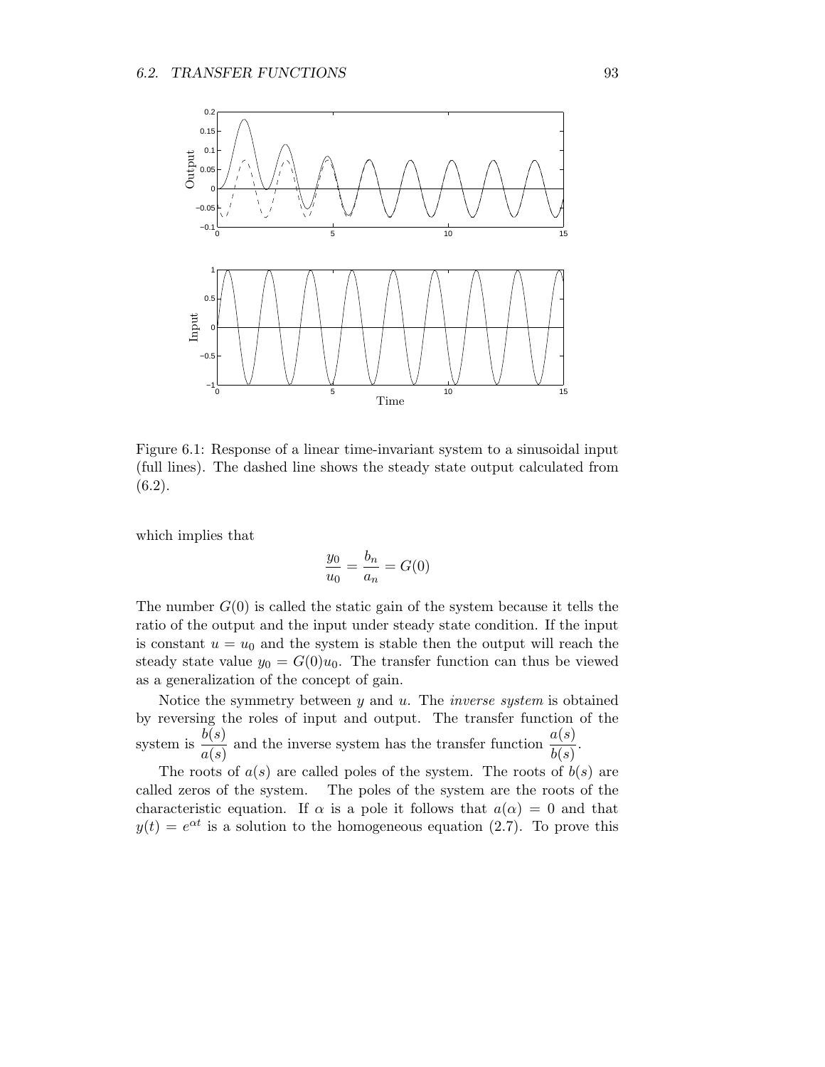Figure 6.1: Response of a linear time-invariant system to a sinusoidal input (full lines). The dashed line shows the steady state output calculated from (6.2).

which implies that

$$\frac{y_0}{u_0} = \frac{b_n}{a_n} = G(0)$$

The number $G(0)$ is called the static gain of the system because it tells the ratio of the output and the input under steady state condition. If the input is constant $u = u_0$ and the system is stable then the output will reach the steady state value $y_0 = G(0)u_0$. The transfer function can thus be viewed as a generalization of the concept of gain.

Notice the symmetry between $y$ and $u$. The *inverse system* is obtained by reversing the roles of input and output. The transfer function of the system is $\dfrac{b(s)}{a(s)}$ and the inverse system has the transfer function $\dfrac{a(s)}{b(s)}$.

The roots of $a(s)$ are called poles of the system. The roots of $b(s)$ are called zeros of the system. The poles of the system are the roots of the characteristic equation. If $\alpha$ is a pole it follows that $a(\alpha) = 0$ and that $y(t) = e^{\alpha t}$ is a solution to the homogeneous equation (2.7). To prove this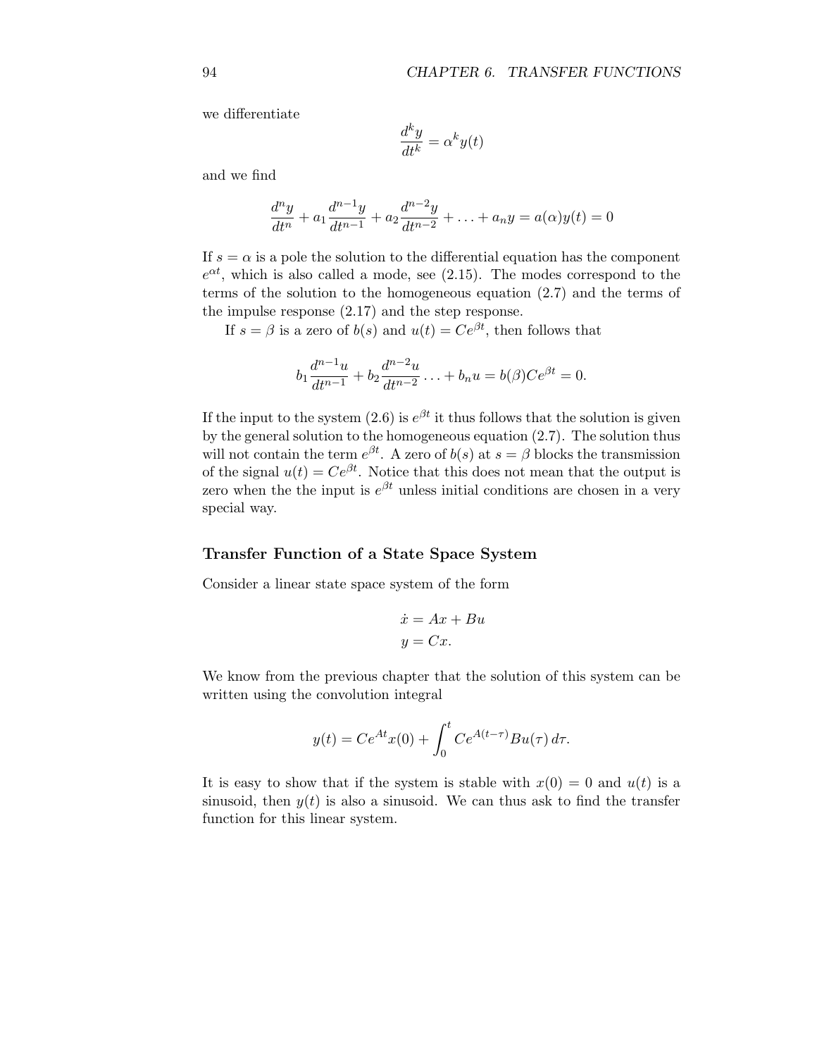we differentiate

$$\frac{d^k y}{dt^k} = \alpha^k y(t)$$

and we find

$$\frac{d^n y}{dt^n} + a_1 \frac{d^{n-1} y}{dt^{n-1}} + a_2 \frac{d^{n-2} y}{dt^{n-2}} + \ldots + a_n y = a(\alpha) y(t) = 0$$

If $s = \alpha$ is a pole the solution to the differential equation has the component $e^{\alpha t}$, which is also called a mode, see (2.15). The modes correspond to the terms of the solution to the homogeneous equation (2.7) and the terms of the impulse response (2.17) and the step response.

If $s = \beta$ is a zero of $b(s)$ and $u(t) = Ce^{\beta t}$, then follows that

$$b_1 \frac{d^{n-1} u}{dt^{n-1}} + b_2 \frac{d^{n-2} u}{dt^{n-2}} \ldots + b_n u = b(\beta) C e^{\beta t} = 0.$$

If the input to the system (2.6) is $e^{\beta t}$ it thus follows that the solution is given by the general solution to the homogeneous equation (2.7). The solution thus will not contain the term $e^{\beta t}$. A zero of $b(s)$ at $s = \beta$ blocks the transmission of the signal $u(t) = Ce^{\beta t}$. Notice that this does not mean that the output is zero when the the input is $e^{\beta t}$ unless initial conditions are chosen in a very special way.

### Transfer Function of a State Space System

Consider a linear state space system of the form

$$\begin{aligned} \dot{x} &= Ax + Bu \\ y &= Cx. \end{aligned}$$

We know from the previous chapter that the solution of this system can be written using the convolution integral

$$y(t) = Ce^{At} x(0) + \int_0^t Ce^{A(t-\tau)} B u(\tau) \, d\tau.$$

It is easy to show that if the system is stable with $x(0) = 0$ and $u(t)$ is a sinusoid, then $y(t)$ is also a sinusoid. We can thus ask to find the transfer function for this linear system.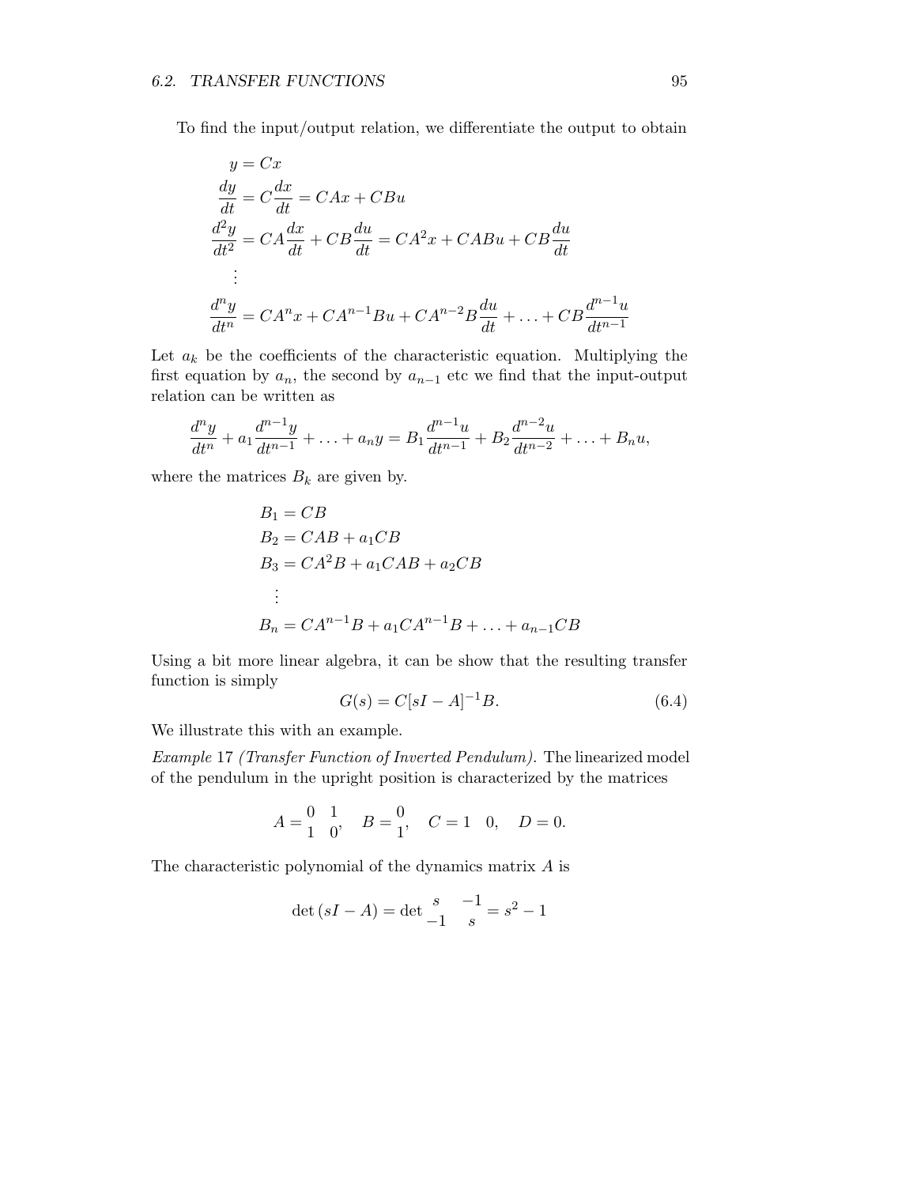To find the input/output relation, we differentiate the output to obtain

$$
\begin{aligned}
y &= Cx \\
\frac{dy}{dt} &= C\frac{dx}{dt} = CAx + CBu \\
\frac{d^2y}{dt^2} &= CA\frac{dx}{dt} + CB\frac{du}{dt} = CA^2x + CABu + CB\frac{du}{dt} \\
&\vdots \\
\frac{d^ny}{dt^n} &= CA^nx + CA^{n-1}Bu + CA^{n-2}B\frac{du}{dt} + \ldots + CB\frac{d^{n-1}u}{dt^{n-1}}
\end{aligned}
$$

Let $a_k$ be the coefficients of the characteristic equation. Multiplying the first equation by $a_n$, the second by $a_{n-1}$ etc we find that the input-output relation can be written as

$$
\frac{d^ny}{dt^n} + a_1\frac{d^{n-1}y}{dt^{n-1}} + \ldots + a_ny = B_1\frac{d^{n-1}u}{dt^{n-1}} + B_2\frac{d^{n-2}u}{dt^{n-2}} + \ldots + B_nu,
$$

where the matrices $B_k$ are given by.

$$
\begin{aligned}
B_1 &= CB \\
B_2 &= CAB + a_1CB \\
B_3 &= CA^2B + a_1CAB + a_2CB \\
&\vdots \\
B_n &= CA^{n-1}B + a_1CA^{n-1}B + \ldots + a_{n-1}CB
\end{aligned}
$$

Using a bit more linear algebra, it can be show that the resulting transfer function is simply

$$
G(s) = C[sI - A]^{-1}B. \tag{6.4}
$$

We illustrate this with an example.

*Example* 17 *(Transfer Function of Inverted Pendulum).* The linearized model of the pendulum in the upright position is characterized by the matrices

$$
A = \begin{matrix} 0 & 1 \\ 1 & 0 \end{matrix}, \quad B = \begin{matrix} 0 \\ 1 \end{matrix}, \quad C = \begin{matrix} 1 & 0 \end{matrix}, \quad D = 0.
$$

The characteristic polynomial of the dynamics matrix $A$ is

$$
\det(sI - A) = \det \begin{matrix} s & -1 \\ -1 & s \end{matrix} = s^2 - 1
$$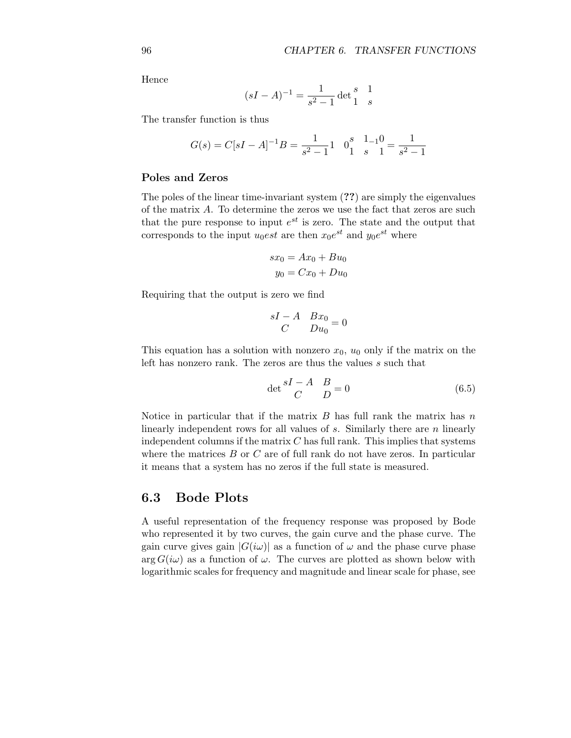Hence

$$(sI - A)^{-1} = \frac{1}{s^2 - 1} \det \begin{matrix} s & 1 \\ 1 & s \end{matrix}$$

The transfer function is thus

$$G(s) = C[sI - A]^{-1}B = \frac{1}{s^2 - 1} 1 \quad 0 \begin{matrix} s & 1 \\ 1 & s \end{matrix} \begin{matrix} 0 \\ 1 \end{matrix} = \frac{1}{s^2 - 1}$$

### Poles and Zeros

The poles of the linear time-invariant system (**??**) are simply the eigenvalues of the matrix $A$. To determine the zeros we use the fact that zeros are such that the pure response to input $e^{st}$ is zero. The state and the output that corresponds to the input $u_0 est$ are then $x_0 e^{st}$ and $y_0 e^{st}$ where

$$\begin{aligned} sx_0 &= Ax_0 + Bu_0 \\ y_0 &= Cx_0 + Du_0 \end{aligned}$$

Requiring that the output is zero we find

$$\begin{matrix} sI - A & Bx_0 \\ C & Du_0 \end{matrix} = 0$$

This equation has a solution with nonzero $x_0$, $u_0$ only if the matrix on the left has nonzero rank. The zeros are thus the values $s$ such that

$$\det \begin{matrix} sI - A & B \\ C & D \end{matrix} = 0 \tag{6.5}$$

Notice in particular that if the matrix $B$ has full rank the matrix has $n$ linearly independent rows for all values of $s$. Similarly there are $n$ linearly independent columns if the matrix $C$ has full rank. This implies that systems where the matrices $B$ or $C$ are of full rank do not have zeros. In particular it means that a system has no zeros if the full state is measured.

## 6.3 Bode Plots

A useful representation of the frequency response was proposed by Bode who represented it by two curves, the gain curve and the phase curve. The gain curve gives gain $|G(i\omega)|$ as a function of $\omega$ and the phase curve phase $\arg G(i\omega)$ as a function of $\omega$. The curves are plotted as shown below with logarithmic scales for frequency and magnitude and linear scale for phase, see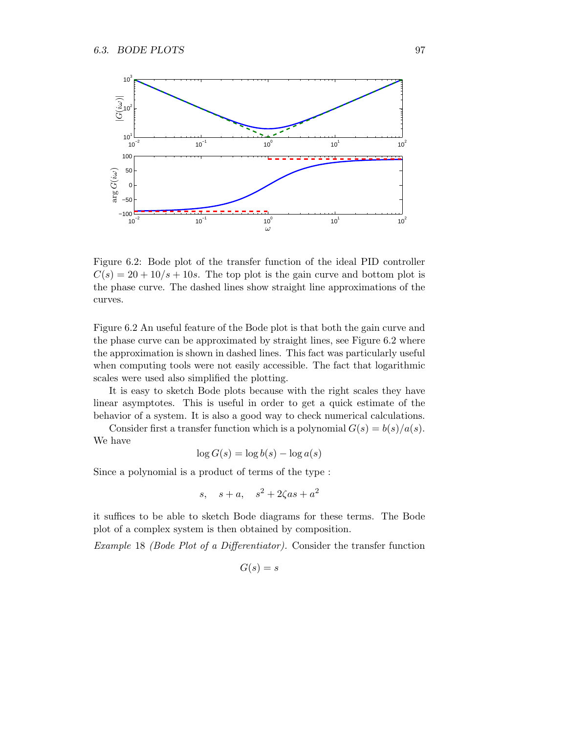Figure 6.2: Bode plot of the transfer function of the ideal PID controller $C(s) = 20 + 10/s + 10s$. The top plot is the gain curve and bottom plot is the phase curve. The dashed lines show straight line approximations of the curves.

Figure 6.2 An useful feature of the Bode plot is that both the gain curve and the phase curve can be approximated by straight lines, see Figure 6.2 where the approximation is shown in dashed lines. This fact was particularly useful when computing tools were not easily accessible. The fact that logarithmic scales were used also simplified the plotting.

It is easy to sketch Bode plots because with the right scales they have linear asymptotes. This is useful in order to get a quick estimate of the behavior of a system. It is also a good way to check numerical calculations.

Consider first a transfer function which is a polynomial $G(s) = b(s)/a(s)$. We have

$$\log G(s) = \log b(s) - \log a(s)$$

Since a polynomial is a product of terms of the type :

$$s, \quad s + a, \quad s^2 + 2\zeta a s + a^2$$

it suffices to be able to sketch Bode diagrams for these terms. The Bode plot of a complex system is then obtained by composition.

*Example* 18 *(Bode Plot of a Differentiator).* Consider the transfer function

$$G(s) = s$$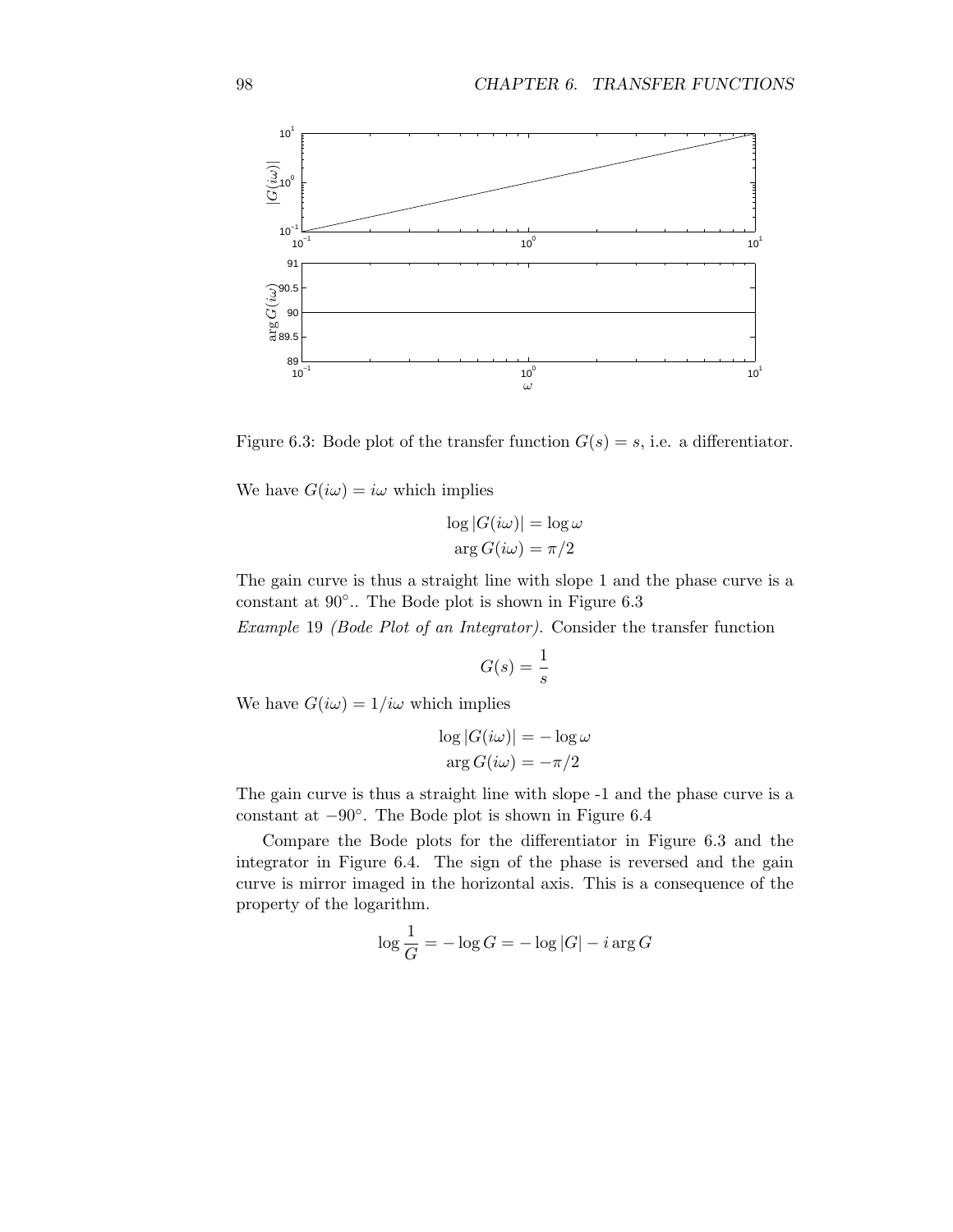Figure 6.3: Bode plot of the transfer function $G(s) = s$, i.e. a differentiator.

We have $G(i\omega) = i\omega$ which implies

$$\log |G(i\omega)| = \log \omega$$
$$\arg G(i\omega) = \pi/2$$

The gain curve is thus a straight line with slope 1 and the phase curve is a constant at $90^\circ$.. The Bode plot is shown in Figure 6.3

*Example* 19 *(Bode Plot of an Integrator).* Consider the transfer function

$$G(s) = \frac{1}{s}$$

We have $G(i\omega) = 1/i\omega$ which implies

$$\log |G(i\omega)| = -\log \omega$$
$$\arg G(i\omega) = -\pi/2$$

The gain curve is thus a straight line with slope -1 and the phase curve is a constant at $-90^\circ$. The Bode plot is shown in Figure 6.4

Compare the Bode plots for the differentiator in Figure 6.3 and the integrator in Figure 6.4. The sign of the phase is reversed and the gain curve is mirror imaged in the horizontal axis. This is a consequence of the property of the logarithm.

$$\log \frac{1}{G} = -\log G = -\log |G| - i \arg G$$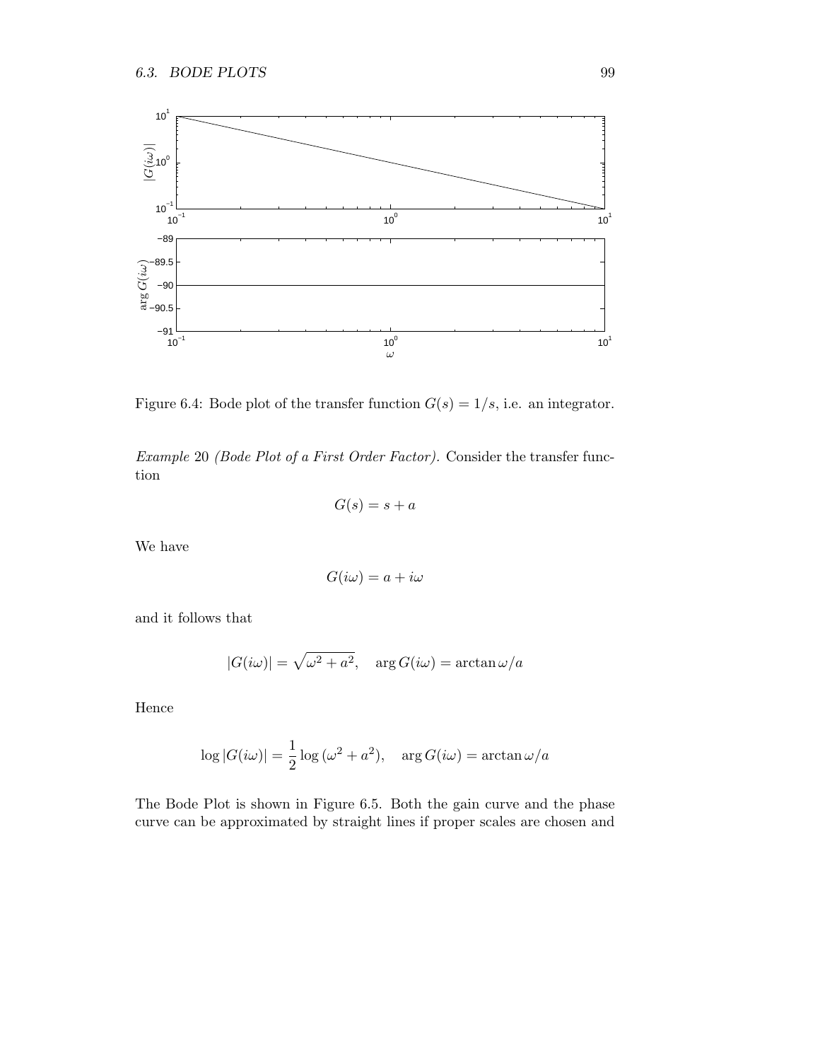Figure 6.4: Bode plot of the transfer function $G(s) = 1/s$, i.e. an integrator.

*Example* 20 *(Bode Plot of a First Order Factor).* Consider the transfer function

$$G(s) = s + a$$

We have

$$G(i\omega) = a + i\omega$$

and it follows that

$$|G(i\omega)| = \sqrt{\omega^2 + a^2}, \quad \arg G(i\omega) = \arctan \omega/a$$

Hence

$$\log |G(i\omega)| = \frac{1}{2} \log(\omega^2 + a^2), \quad \arg G(i\omega) = \arctan \omega/a$$

The Bode Plot is shown in Figure 6.5. Both the gain curve and the phase curve can be approximated by straight lines if proper scales are chosen and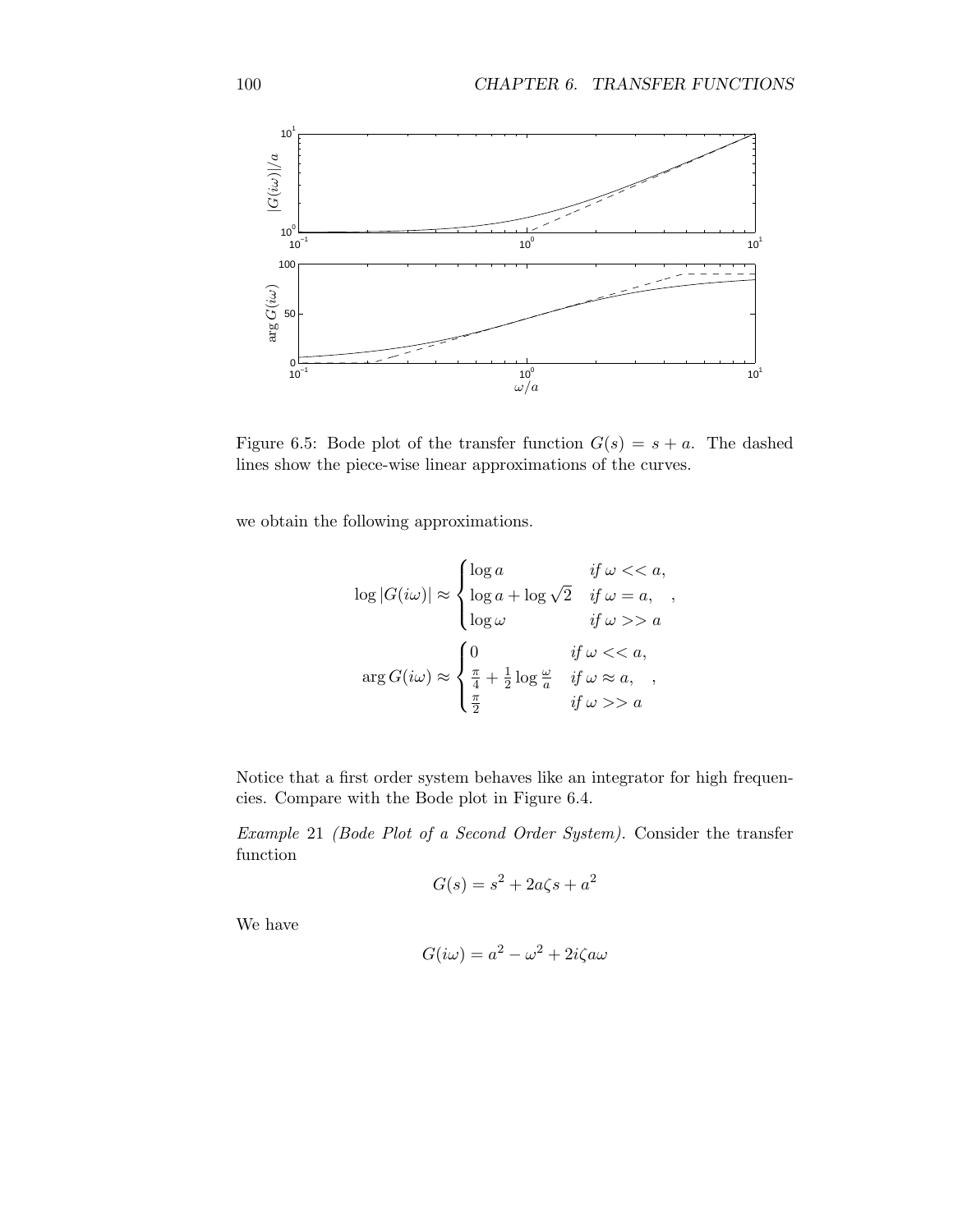Figure 6.5: Bode plot of the transfer function $G(s) = s + a$. The dashed lines show the piece-wise linear approximations of the curves.

we obtain the following approximations.

$$\log |G(i\omega)| \approx \begin{cases} \log a & \text{if } \omega << a, \\ \log a + \log \sqrt{2} & \text{if } \omega = a, \\ \log \omega & \text{if } \omega >> a \end{cases},$$

$$\arg G(i\omega) \approx \begin{cases} 0 & \text{if } \omega << a, \\ \frac{\pi}{4} + \frac{1}{2} \log \frac{\omega}{a} & \text{if } \omega \approx a, \\ \frac{\pi}{2} & \text{if } \omega >> a \end{cases},$$

Notice that a first order system behaves like an integrator for high frequencies. Compare with the Bode plot in Figure 6.4.

*Example* 21 *(Bode Plot of a Second Order System).* Consider the transfer function

$$G(s) = s^2 + 2a\zeta s + a^2$$

We have

$$G(i\omega) = a^2 - \omega^2 + 2i\zeta a\omega$$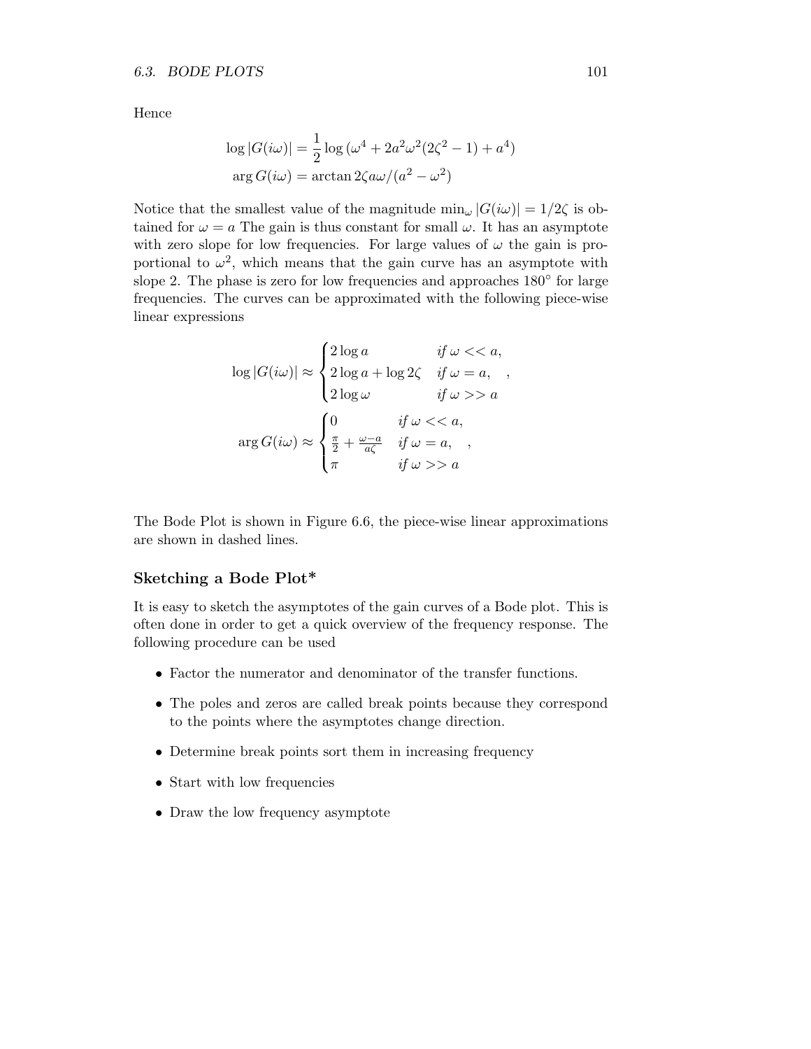Hence

$$
\begin{aligned}
\log |G(i\omega)| &= \frac{1}{2} \log \left(\omega^4 + 2a^2\omega^2(2\zeta^2 - 1) + a^4\right) \\
\arg G(i\omega) &= \arctan 2\zeta a\omega/(a^2 - \omega^2)
\end{aligned}
$$

Notice that the smallest value of the magnitude $\min_\omega |G(i\omega)| = 1/2\zeta$ is obtained for $\omega = a$ The gain is thus constant for small $\omega$. It has an asymptote with zero slope for low frequencies. For large values of $\omega$ the gain is proportional to $\omega^2$, which means that the gain curve has an asymptote with slope 2. The phase is zero for low frequencies and approaches 180° for large frequencies. The curves can be approximated with the following piece-wise linear expressions

$$
\log |G(i\omega)| \approx \begin{cases} 2\log a & \textit{if } \omega << a, \\ 2\log a + \log 2\zeta & \textit{if } \omega = a, \\ 2\log \omega & \textit{if } \omega >> a \end{cases},
$$

$$
\arg G(i\omega) \approx \begin{cases} 0 & \textit{if } \omega << a, \\ \frac{\pi}{2} + \frac{\omega - a}{a\zeta} & \textit{if } \omega = a, \\ \pi & \textit{if } \omega >> a \end{cases},
$$

The Bode Plot is shown in Figure 6.6, the piece-wise linear approximations are shown in dashed lines.

### Sketching a Bode Plot*

It is easy to sketch the asymptotes of the gain curves of a Bode plot. This is often done in order to get a quick overview of the frequency response. The following procedure can be used

- Factor the numerator and denominator of the transfer functions.
- The poles and zeros are called break points because they correspond to the points where the asymptotes change direction.
- Determine break points sort them in increasing frequency
- Start with low frequencies
- Draw the low frequency asymptote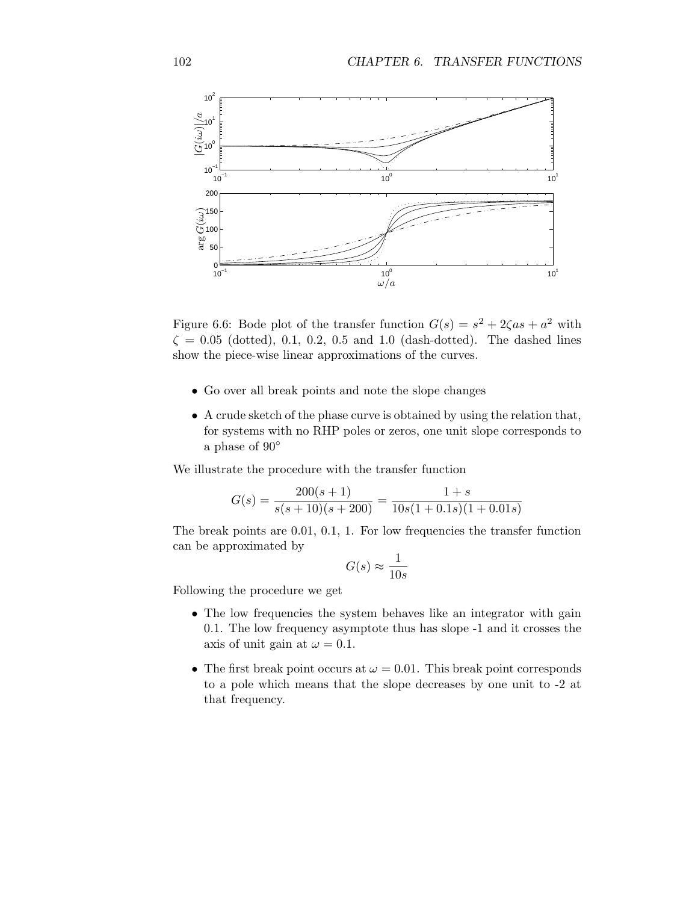Figure 6.6: Bode plot of the transfer function $G(s) = s^2 + 2\zeta as + a^2$ with $\zeta = 0.05$ (dotted), 0.1, 0.2, 0.5 and 1.0 (dash-dotted). The dashed lines show the piece-wise linear approximations of the curves.

- Go over all break points and note the slope changes
- A crude sketch of the phase curve is obtained by using the relation that, for systems with no RHP poles or zeros, one unit slope corresponds to a phase of $90^\circ$

We illustrate the procedure with the transfer function

$$G(s) = \frac{200(s+1)}{s(s+10)(s+200)} = \frac{1+s}{10s(1+0.1s)(1+0.01s)}$$

The break points are 0.01, 0.1, 1. For low frequencies the transfer function can be approximated by

$$G(s) \approx \frac{1}{10s}$$

Following the procedure we get

- The low frequencies the system behaves like an integrator with gain 0.1. The low frequency asymptote thus has slope -1 and it crosses the axis of unit gain at $\omega = 0.1$.
- The first break point occurs at $\omega = 0.01$. This break point corresponds to a pole which means that the slope decreases by one unit to -2 at that frequency.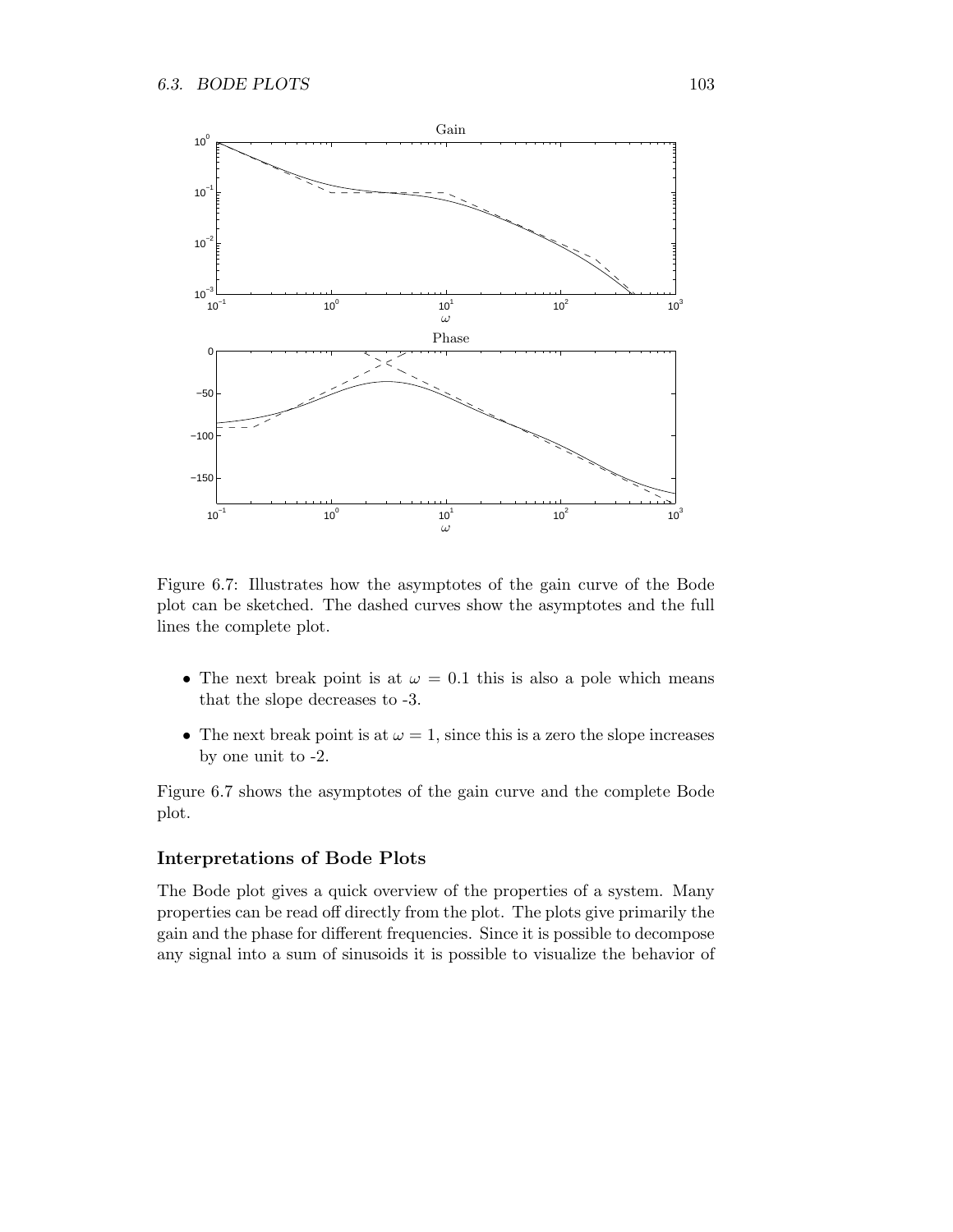Figure 6.7: Illustrates how the asymptotes of the gain curve of the Bode plot can be sketched. The dashed curves show the asymptotes and the full lines the complete plot.

- The next break point is at $\omega = 0.1$ this is also a pole which means that the slope decreases to -3.
- The next break point is at $\omega = 1$, since this is a zero the slope increases by one unit to -2.

Figure 6.7 shows the asymptotes of the gain curve and the complete Bode plot.

### Interpretations of Bode Plots

The Bode plot gives a quick overview of the properties of a system. Many properties can be read off directly from the plot. The plots give primarily the gain and the phase for different frequencies. Since it is possible to decompose any signal into a sum of sinusoids it is possible to visualize the behavior of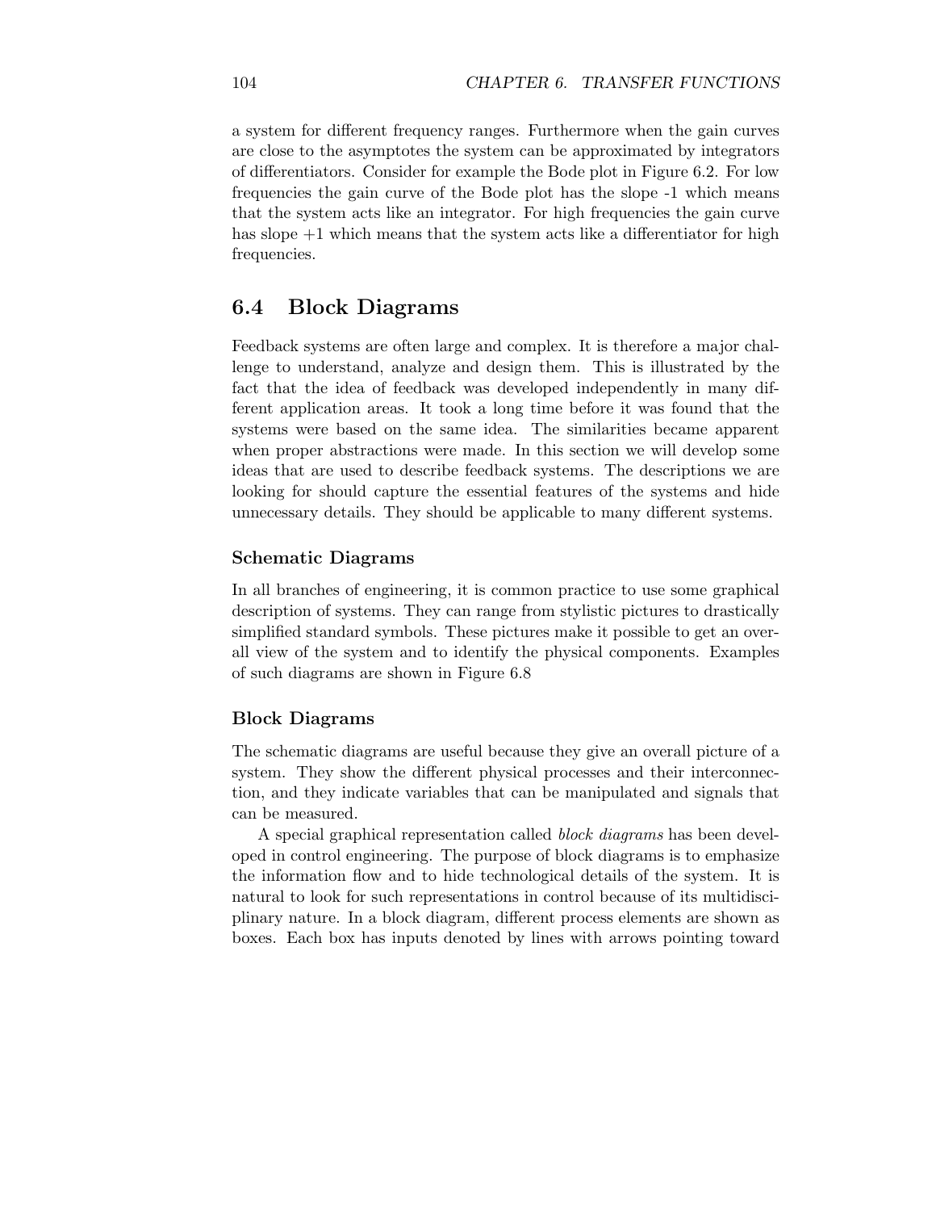a system for different frequency ranges. Furthermore when the gain curves are close to the asymptotes the system can be approximated by integrators of differentiators. Consider for example the Bode plot in Figure 6.2. For low frequencies the gain curve of the Bode plot has the slope -1 which means that the system acts like an integrator. For high frequencies the gain curve has slope +1 which means that the system acts like a differentiator for high frequencies.

## 6.4 Block Diagrams

Feedback systems are often large and complex. It is therefore a major challenge to understand, analyze and design them. This is illustrated by the fact that the idea of feedback was developed independently in many different application areas. It took a long time before it was found that the systems were based on the same idea. The similarities became apparent when proper abstractions were made. In this section we will develop some ideas that are used to describe feedback systems. The descriptions we are looking for should capture the essential features of the systems and hide unnecessary details. They should be applicable to many different systems.

### Schematic Diagrams

In all branches of engineering, it is common practice to use some graphical description of systems. They can range from stylistic pictures to drastically simplified standard symbols. These pictures make it possible to get an overall view of the system and to identify the physical components. Examples of such diagrams are shown in Figure 6.8

### Block Diagrams

The schematic diagrams are useful because they give an overall picture of a system. They show the different physical processes and their interconnection, and they indicate variables that can be manipulated and signals that can be measured.

A special graphical representation called *block diagrams* has been developed in control engineering. The purpose of block diagrams is to emphasize the information flow and to hide technological details of the system. It is natural to look for such representations in control because of its multidisciplinary nature. In a block diagram, different process elements are shown as boxes. Each box has inputs denoted by lines with arrows pointing toward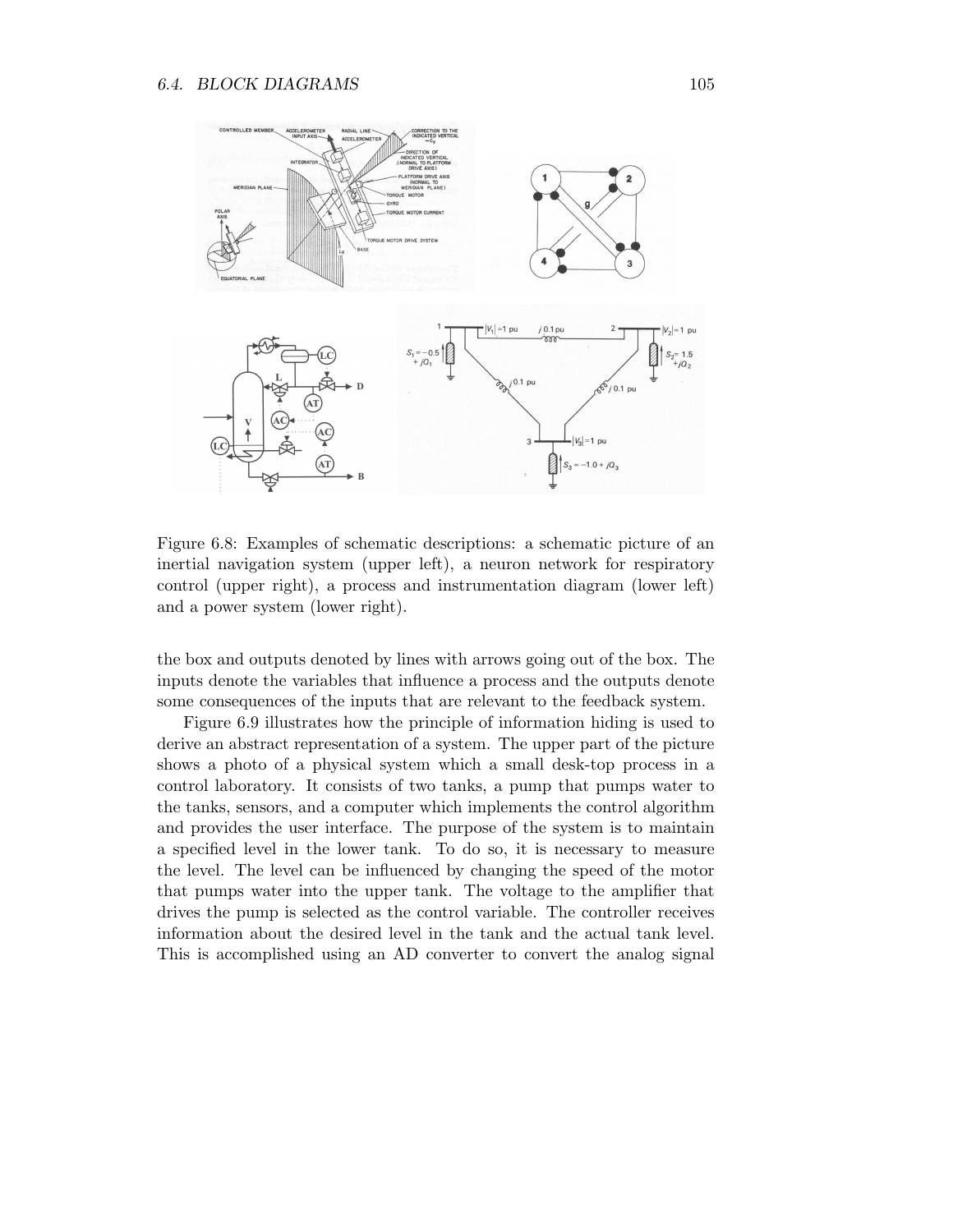Figure 6.8: Examples of schematic descriptions: a schematic picture of an inertial navigation system (upper left), a neuron network for respiratory control (upper right), a process and instrumentation diagram (lower left) and a power system (lower right).

the box and outputs denoted by lines with arrows going out of the box. The inputs denote the variables that influence a process and the outputs denote some consequences of the inputs that are relevant to the feedback system.

Figure 6.9 illustrates how the principle of information hiding is used to derive an abstract representation of a system. The upper part of the picture shows a photo of a physical system which a small desk-top process in a control laboratory. It consists of two tanks, a pump that pumps water to the tanks, sensors, and a computer which implements the control algorithm and provides the user interface. The purpose of the system is to maintain a specified level in the lower tank. To do so, it is necessary to measure the level. The level can be influenced by changing the speed of the motor that pumps water into the upper tank. The voltage to the amplifier that drives the pump is selected as the control variable. The controller receives information about the desired level in the tank and the actual tank level. This is accomplished using an AD converter to convert the analog signal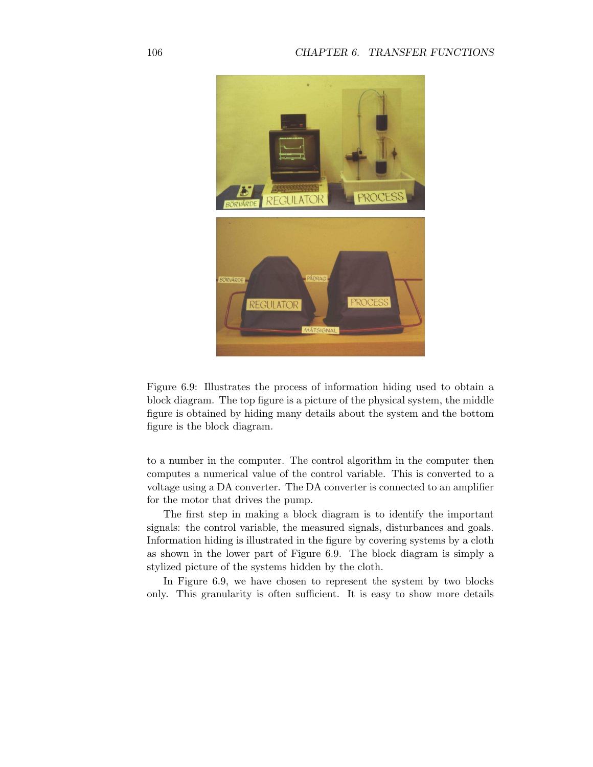Figure 6.9: Illustrates the process of information hiding used to obtain a block diagram. The top figure is a picture of the physical system, the middle figure is obtained by hiding many details about the system and the bottom figure is the block diagram.

to a number in the computer. The control algorithm in the computer then computes a numerical value of the control variable. This is converted to a voltage using a DA converter. The DA converter is connected to an amplifier for the motor that drives the pump.

The first step in making a block diagram is to identify the important signals: the control variable, the measured signals, disturbances and goals. Information hiding is illustrated in the figure by covering systems by a cloth as shown in the lower part of Figure 6.9. The block diagram is simply a stylized picture of the systems hidden by the cloth.

In Figure 6.9, we have chosen to represent the system by two blocks only. This granularity is often sufficient. It is easy to show more details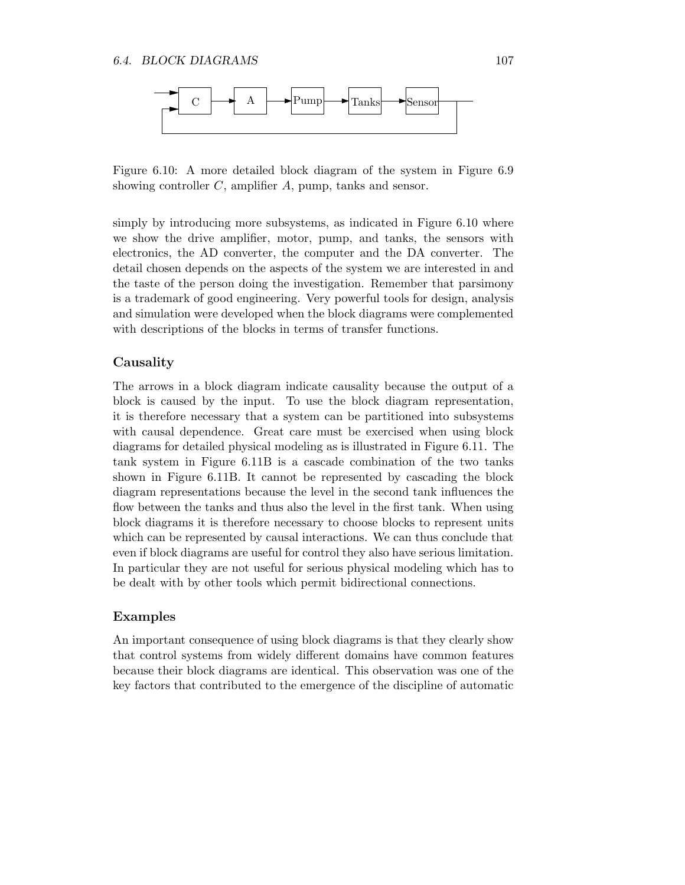Figure 6.10: A more detailed block diagram of the system in Figure 6.9 showing controller $C$, amplifier $A$, pump, tanks and sensor.

simply by introducing more subsystems, as indicated in Figure 6.10 where we show the drive amplifier, motor, pump, and tanks, the sensors with electronics, the AD converter, the computer and the DA converter. The detail chosen depends on the aspects of the system we are interested in and the taste of the person doing the investigation. Remember that parsimony is a trademark of good engineering. Very powerful tools for design, analysis and simulation were developed when the block diagrams were complemented with descriptions of the blocks in terms of transfer functions.

### Causality

The arrows in a block diagram indicate causality because the output of a block is caused by the input. To use the block diagram representation, it is therefore necessary that a system can be partitioned into subsystems with causal dependence. Great care must be exercised when using block diagrams for detailed physical modeling as is illustrated in Figure 6.11. The tank system in Figure 6.11B is a cascade combination of the two tanks shown in Figure 6.11B. It cannot be represented by cascading the block diagram representations because the level in the second tank influences the flow between the tanks and thus also the level in the first tank. When using block diagrams it is therefore necessary to choose blocks to represent units which can be represented by causal interactions. We can thus conclude that even if block diagrams are useful for control they also have serious limitation. In particular they are not useful for serious physical modeling which has to be dealt with by other tools which permit bidirectional connections.

### Examples

An important consequence of using block diagrams is that they clearly show that control systems from widely different domains have common features because their block diagrams are identical. This observation was one of the key factors that contributed to the emergence of the discipline of automatic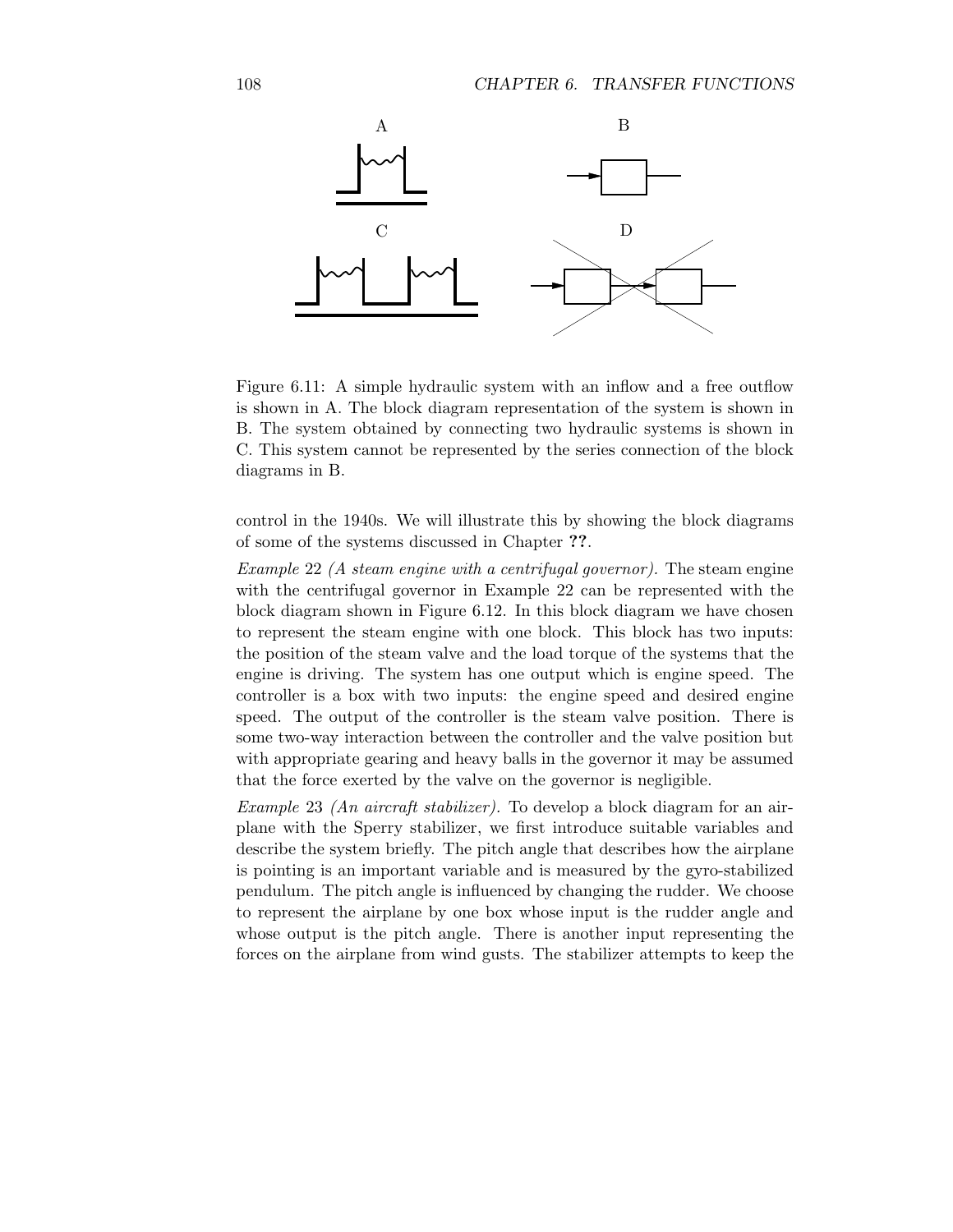Figure 6.11: A simple hydraulic system with an inflow and a free outflow is shown in A. The block diagram representation of the system is shown in B. The system obtained by connecting two hydraulic systems is shown in C. This system cannot be represented by the series connection of the block diagrams in B.

control in the 1940s. We will illustrate this by showing the block diagrams of some of the systems discussed in Chapter **??**.

*Example* 22 *(A steam engine with a centrifugal governor).* The steam engine with the centrifugal governor in Example 22 can be represented with the block diagram shown in Figure 6.12. In this block diagram we have chosen to represent the steam engine with one block. This block has two inputs: the position of the steam valve and the load torque of the systems that the engine is driving. The system has one output which is engine speed. The controller is a box with two inputs: the engine speed and desired engine speed. The output of the controller is the steam valve position. There is some two-way interaction between the controller and the valve position but with appropriate gearing and heavy balls in the governor it may be assumed that the force exerted by the valve on the governor is negligible.

*Example* 23 *(An aircraft stabilizer).* To develop a block diagram for an airplane with the Sperry stabilizer, we first introduce suitable variables and describe the system briefly. The pitch angle that describes how the airplane is pointing is an important variable and is measured by the gyro-stabilized pendulum. The pitch angle is influenced by changing the rudder. We choose to represent the airplane by one box whose input is the rudder angle and whose output is the pitch angle. There is another input representing the forces on the airplane from wind gusts. The stabilizer attempts to keep the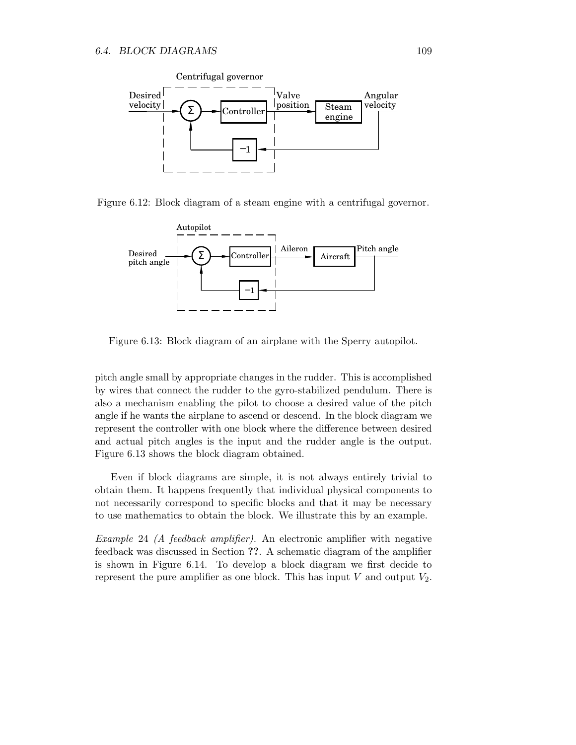Figure 6.12: Block diagram of a steam engine with a centrifugal governor.

Figure 6.13: Block diagram of an airplane with the Sperry autopilot.

pitch angle small by appropriate changes in the rudder. This is accomplished by wires that connect the rudder to the gyro-stabilized pendulum. There is also a mechanism enabling the pilot to choose a desired value of the pitch angle if he wants the airplane to ascend or descend. In the block diagram we represent the controller with one block where the difference between desired and actual pitch angles is the input and the rudder angle is the output. Figure 6.13 shows the block diagram obtained.

Even if block diagrams are simple, it is not always entirely trivial to obtain them. It happens frequently that individual physical components to not necessarily correspond to specific blocks and that it may be necessary to use mathematics to obtain the block. We illustrate this by an example.

*Example* 24 *(A feedback amplifier).* An electronic amplifier with negative feedback was discussed in Section **??**. A schematic diagram of the amplifier is shown in Figure 6.14. To develop a block diagram we first decide to represent the pure amplifier as one block. This has input $V$ and output $V_2$.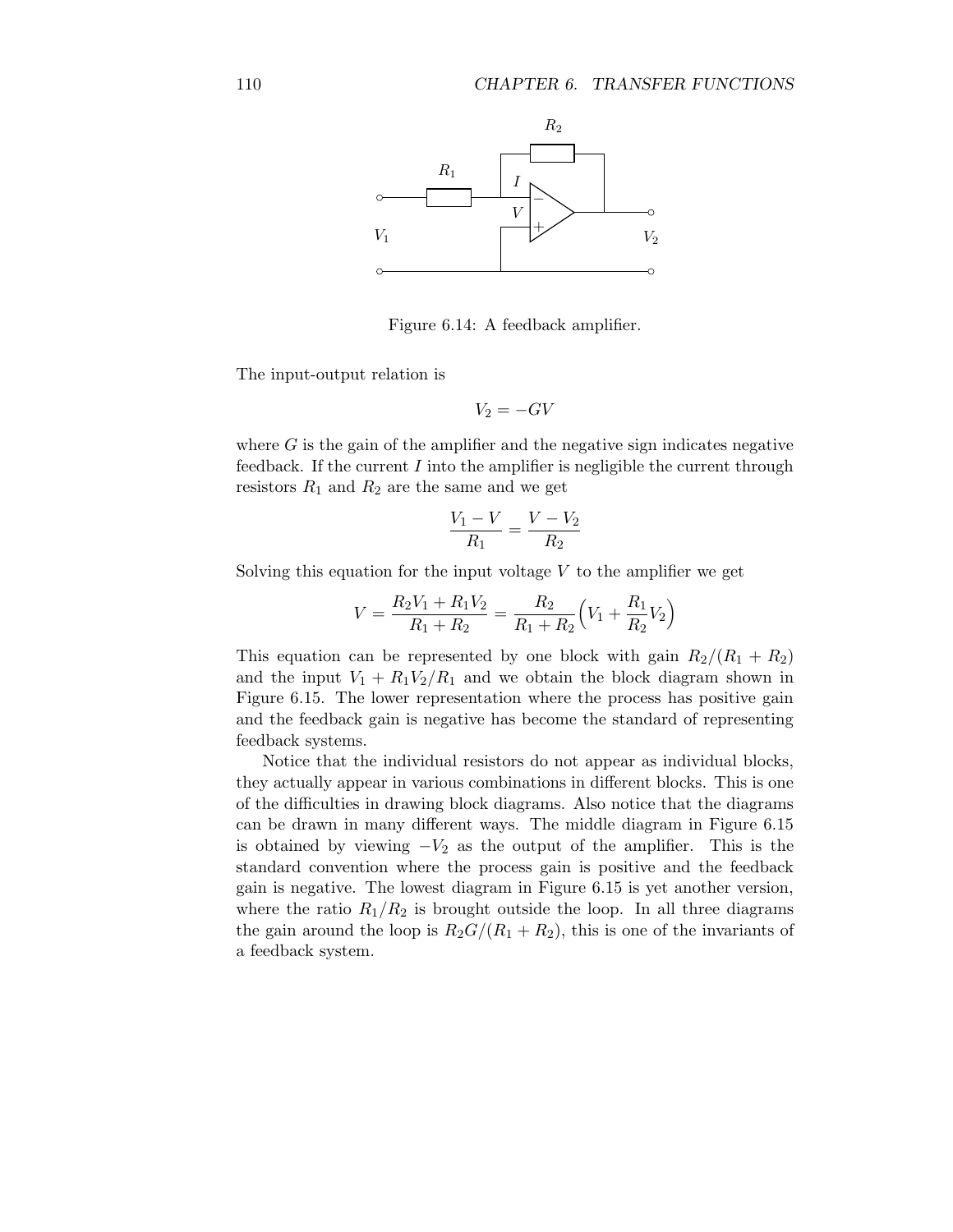Figure 6.14: A feedback amplifier.

The input-output relation is

$$V_2 = -GV$$

where $G$ is the gain of the amplifier and the negative sign indicates negative feedback. If the current $I$ into the amplifier is negligible the current through resistors $R_1$ and $R_2$ are the same and we get

$$\frac{V_1 - V}{R_1} = \frac{V - V_2}{R_2}$$

Solving this equation for the input voltage $V$ to the amplifier we get

$$V = \frac{R_2 V_1 + R_1 V_2}{R_1 + R_2} = \frac{R_2}{R_1 + R_2}\Big(V_1 + \frac{R_1}{R_2} V_2\Big)$$

This equation can be represented by one block with gain $R_2/(R_1 + R_2)$ and the input $V_1 + R_1 V_2/R_1$ and we obtain the block diagram shown in Figure 6.15. The lower representation where the process has positive gain and the feedback gain is negative has become the standard of representing feedback systems.

Notice that the individual resistors do not appear as individual blocks, they actually appear in various combinations in different blocks. This is one of the difficulties in drawing block diagrams. Also notice that the diagrams can be drawn in many different ways. The middle diagram in Figure 6.15 is obtained by viewing $-V_2$ as the output of the amplifier. This is the standard convention where the process gain is positive and the feedback gain is negative. The lowest diagram in Figure 6.15 is yet another version, where the ratio $R_1/R_2$ is brought outside the loop. In all three diagrams the gain around the loop is $R_2 G/(R_1 + R_2)$, this is one of the invariants of a feedback system.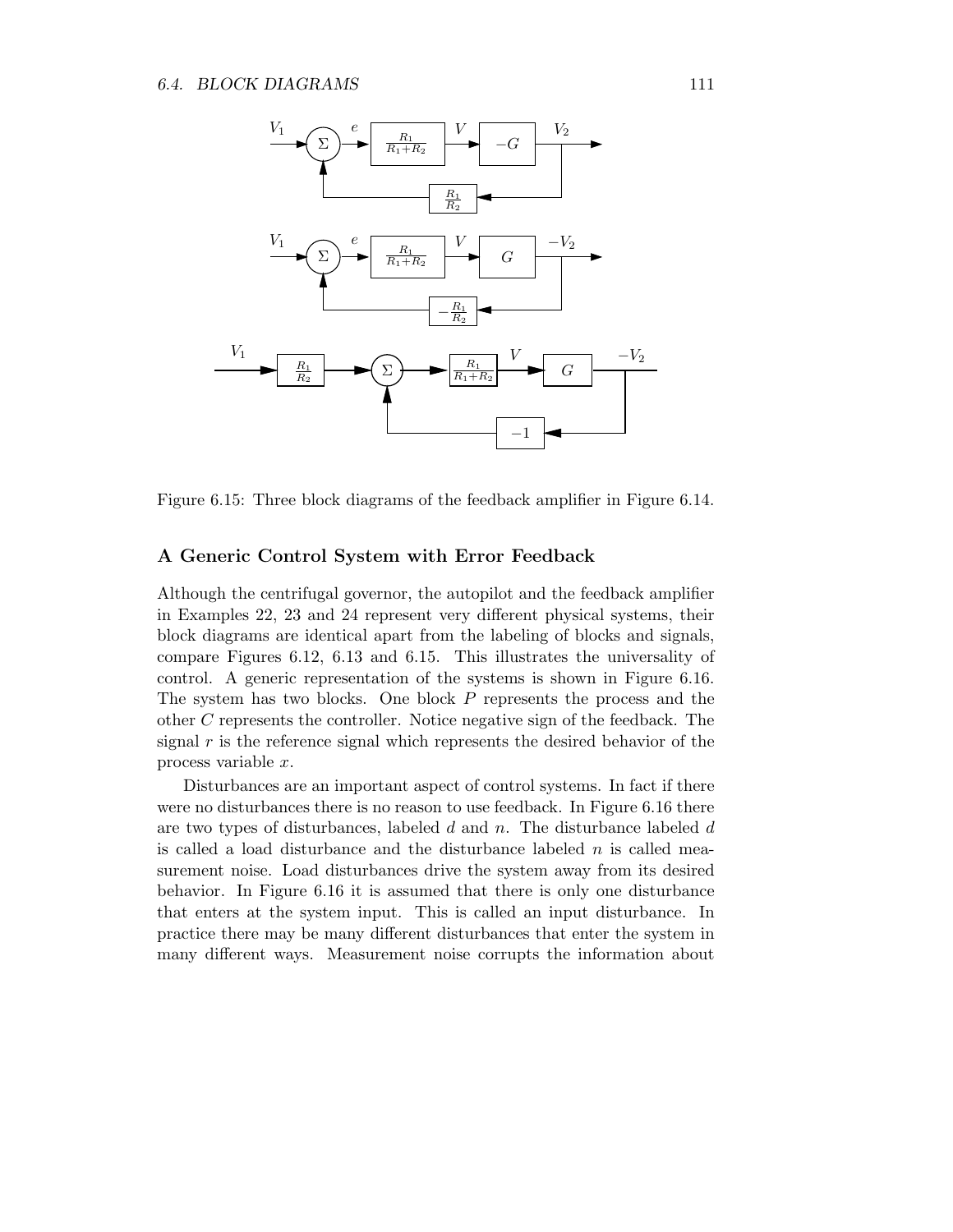Figure 6.15: Three block diagrams of the feedback amplifier in Figure 6.14.

### A Generic Control System with Error Feedback

Although the centrifugal governor, the autopilot and the feedback amplifier in Examples 22, 23 and 24 represent very different physical systems, their block diagrams are identical apart from the labeling of blocks and signals, compare Figures 6.12, 6.13 and 6.15. This illustrates the universality of control. A generic representation of the systems is shown in Figure 6.16. The system has two blocks. One block $P$ represents the process and the other $C$ represents the controller. Notice negative sign of the feedback. The signal $r$ is the reference signal which represents the desired behavior of the process variable $x$.

Disturbances are an important aspect of control systems. In fact if there were no disturbances there is no reason to use feedback. In Figure 6.16 there are two types of disturbances, labeled $d$ and $n$. The disturbance labeled $d$ is called a load disturbance and the disturbance labeled $n$ is called measurement noise. Load disturbances drive the system away from its desired behavior. In Figure 6.16 it is assumed that there is only one disturbance that enters at the system input. This is called an input disturbance. In practice there may be many different disturbances that enter the system in many different ways. Measurement noise corrupts the information about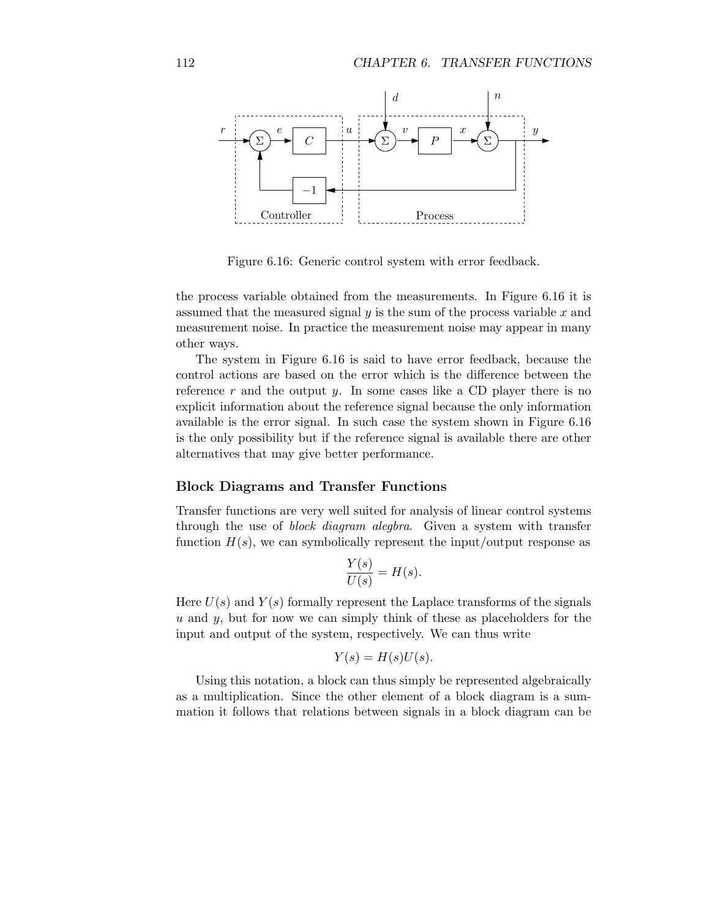Figure 6.16: Generic control system with error feedback.

the process variable obtained from the measurements. In Figure 6.16 it is assumed that the measured signal $y$ is the sum of the process variable $x$ and measurement noise. In practice the measurement noise may appear in many other ways.

The system in Figure 6.16 is said to have error feedback, because the control actions are based on the error which is the difference between the reference $r$ and the output $y$. In some cases like a CD player there is no explicit information about the reference signal because the only information available is the error signal. In such case the system shown in Figure 6.16 is the only possibility but if the reference signal is available there are other alternatives that may give better performance.

### Block Diagrams and Transfer Functions

Transfer functions are very well suited for analysis of linear control systems through the use of *block diagram alegbra*. Given a system with transfer function $H(s)$, we can symbolically represent the input/output response as

$$\frac{Y(s)}{U(s)} = H(s).$$

Here $U(s)$ and $Y(s)$ formally represent the Laplace transforms of the signals $u$ and $y$, but for now we can simply think of these as placeholders for the input and output of the system, respectively. We can thus write

$$Y(s) = H(s)U(s).$$

Using this notation, a block can thus simply be represented algebraically as a multiplication. Since the other element of a block diagram is a summation it follows that relations between signals in a block diagram can be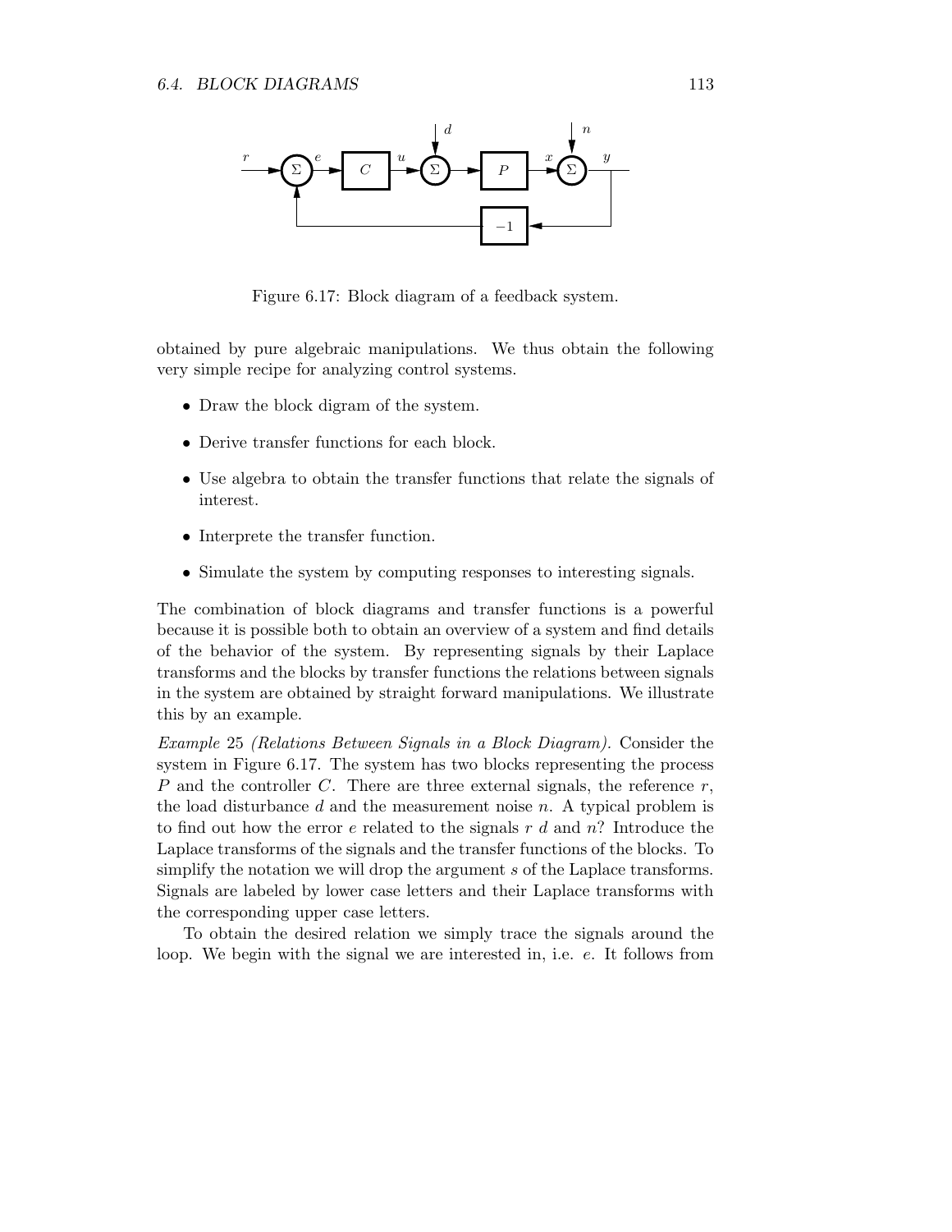Figure 6.17: Block diagram of a feedback system.

obtained by pure algebraic manipulations. We thus obtain the following very simple recipe for analyzing control systems.

- Draw the block digram of the system.
- Derive transfer functions for each block.
- Use algebra to obtain the transfer functions that relate the signals of interest.
- Interprete the transfer function.
- Simulate the system by computing responses to interesting signals.

The combination of block diagrams and transfer functions is a powerful because it is possible both to obtain an overview of a system and find details of the behavior of the system. By representing signals by their Laplace transforms and the blocks by transfer functions the relations between signals in the system are obtained by straight forward manipulations. We illustrate this by an example.

*Example* 25 *(Relations Between Signals in a Block Diagram).* Consider the system in Figure 6.17. The system has two blocks representing the process $P$ and the controller $C$. There are three external signals, the reference $r$, the load disturbance $d$ and the measurement noise $n$. A typical problem is to find out how the error $e$ related to the signals $r$ $d$ and $n$? Introduce the Laplace transforms of the signals and the transfer functions of the blocks. To simplify the notation we will drop the argument $s$ of the Laplace transforms. Signals are labeled by lower case letters and their Laplace transforms with the corresponding upper case letters.

To obtain the desired relation we simply trace the signals around the loop. We begin with the signal we are interested in, i.e. $e$. It follows from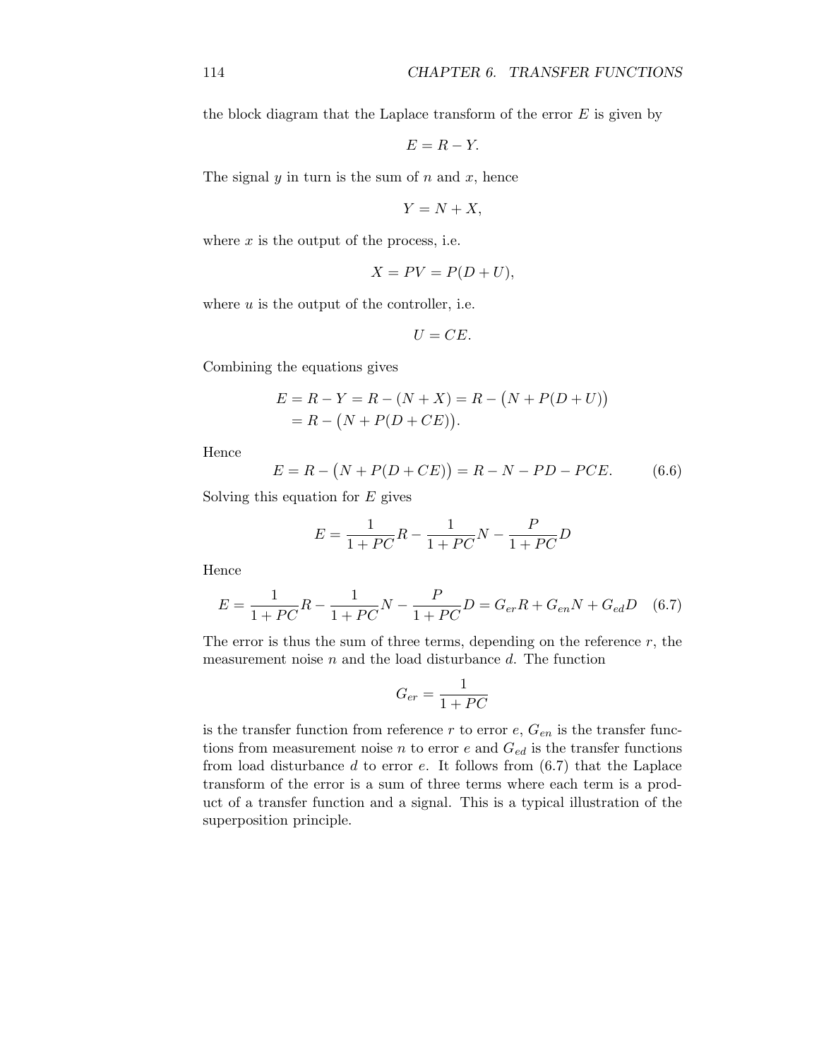the block diagram that the Laplace transform of the error $E$ is given by

$$E = R - Y.$$

The signal $y$ in turn is the sum of $n$ and $x$, hence

$$Y = N + X,$$

where $x$ is the output of the process, i.e.

$$X = PV = P(D + U),$$

where $u$ is the output of the controller, i.e.

$$U = CE.$$

Combining the equations gives

$$\begin{aligned} E &= R - Y = R - (N + X) = R - \big(N + P(D + U)\big) \\ &= R - \big(N + P(D + CE)\big). \end{aligned}$$

Hence

$$E = R - \big(N + P(D + CE)\big) = R - N - PD - PCE. \tag{6.6}$$

Solving this equation for $E$ gives

$$E = \frac{1}{1 + PC}R - \frac{1}{1 + PC}N - \frac{P}{1 + PC}D$$

Hence

$$E = \frac{1}{1 + PC}R - \frac{1}{1 + PC}N - \frac{P}{1 + PC}D = G_{er}R + G_{en}N + G_{ed}D \tag{6.7}$$

The error is thus the sum of three terms, depending on the reference $r$, the measurement noise $n$ and the load disturbance $d$. The function

$$G_{er} = \frac{1}{1 + PC}$$

is the transfer function from reference $r$ to error $e$, $G_{en}$ is the transfer functions from measurement noise $n$ to error $e$ and $G_{ed}$ is the transfer functions from load disturbance $d$ to error $e$. It follows from (6.7) that the Laplace transform of the error is a sum of three terms where each term is a product of a transfer function and a signal. This is a typical illustration of the superposition principle.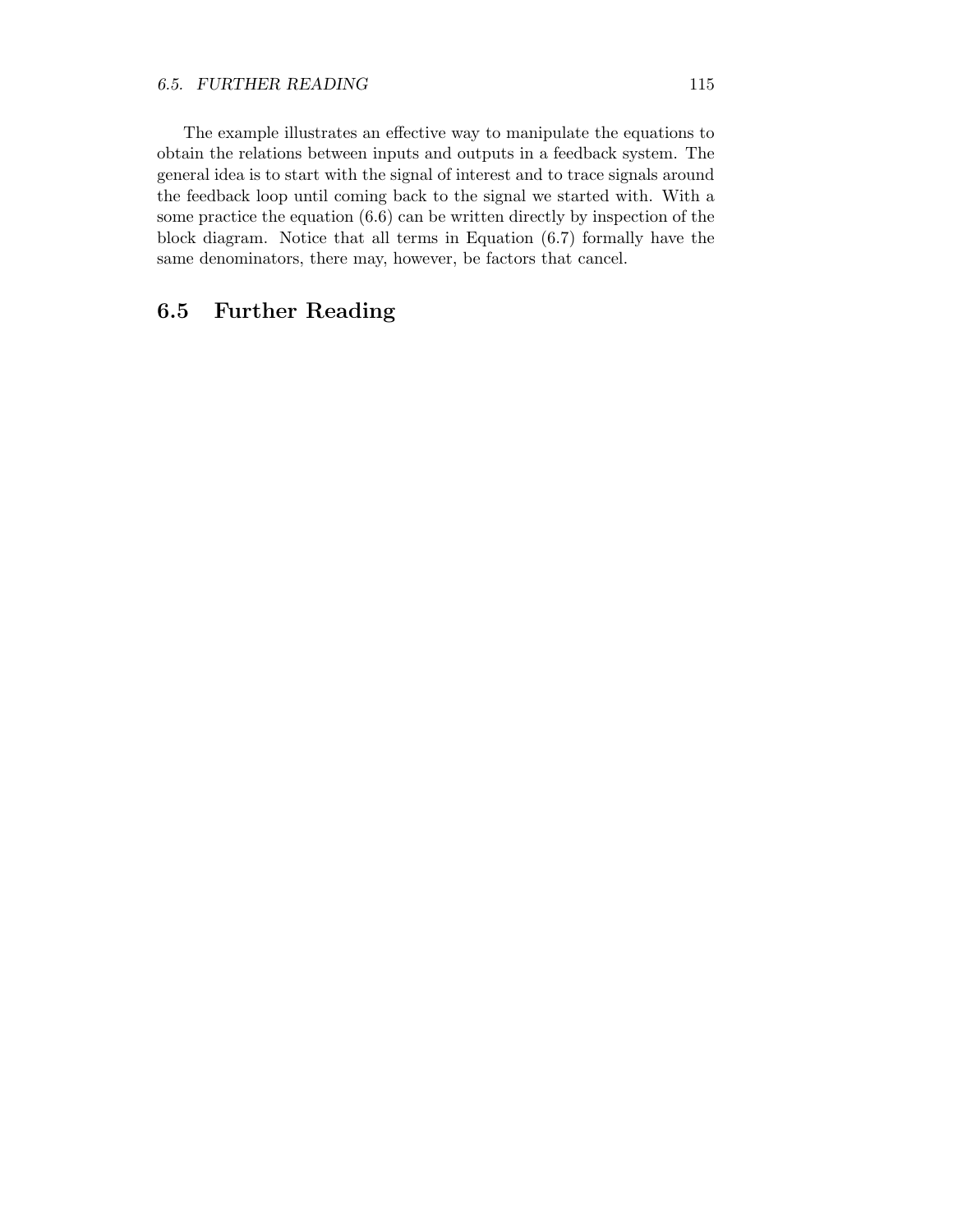The example illustrates an effective way to manipulate the equations to obtain the relations between inputs and outputs in a feedback system. The general idea is to start with the signal of interest and to trace signals around the feedback loop until coming back to the signal we started with. With a some practice the equation (6.6) can be written directly by inspection of the block diagram. Notice that all terms in Equation (6.7) formally have the same denominators, there may, however, be factors that cancel.

## 6.5 Further Reading